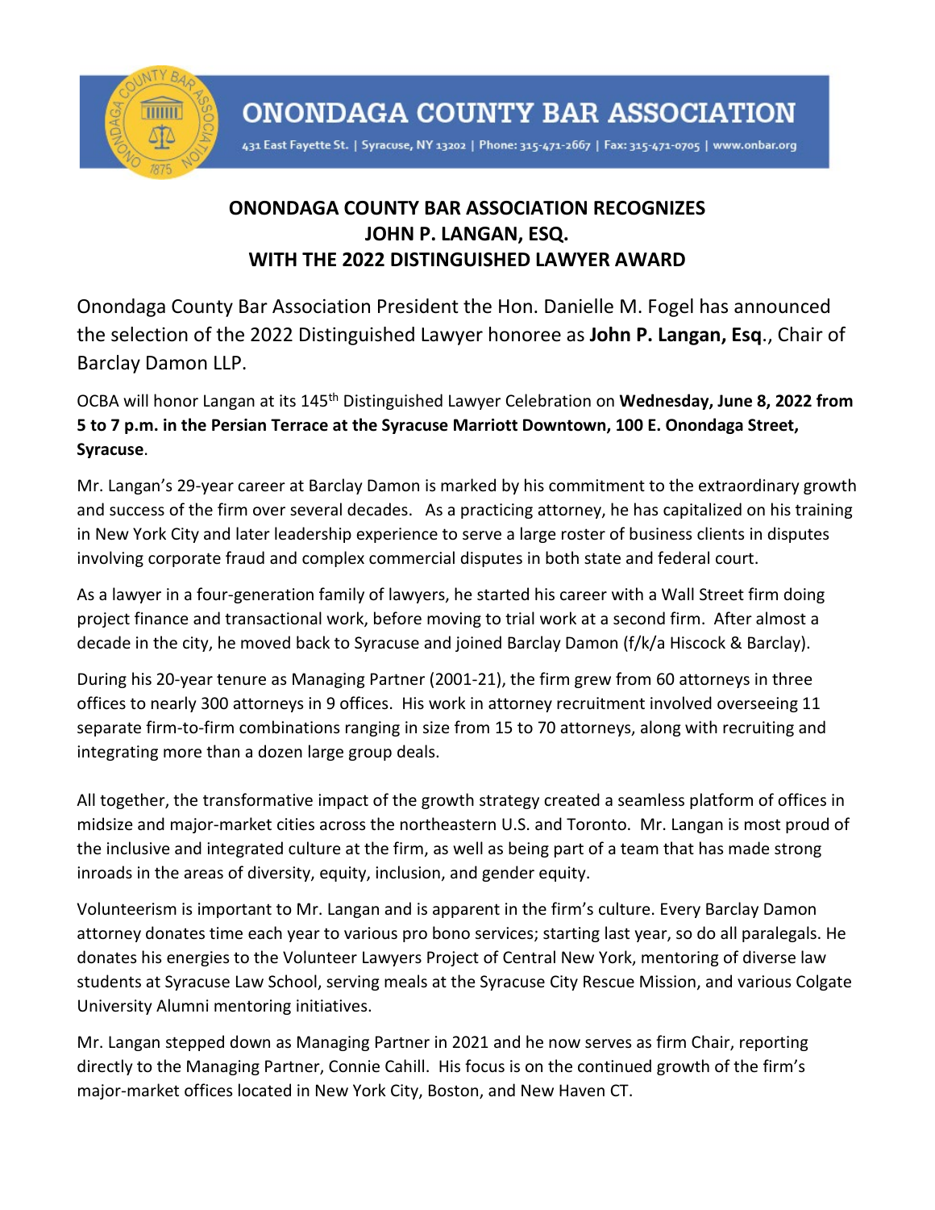# ONONDAGA COUNTY BAR ASSOCIATION

431 East Fayette St. | Syracuse, NY 13202 | Phone: 315-471-2667 | Fax: 315-471-0705 | www.onbar.org

## ONONDAGA COUNTY BAR ASSOCIATION RECOGNIZES JOHN P. LANGAN, ESQ. WITH THE 2022 DISTINGUISHED LAWYER AWARD

Onondaga County Bar Association President the Hon. Danielle M. Fogel has announced the selection of the 2022 Distinguished Lawyer honoree as **John P. Langan, Esq**., Chair of Barclay Damon LLP.

OCBA will honor Langan at its 145th Distinguished Lawyer Celebration on **Wednesday, June 8, 2022 from 5 to 7 p.m. in the Persian Terrace at the Syracuse Marriott Downtown, 100 E. Onondaga Street, Syracuse**.

Mr. Langan's 29-year career at Barclay Damon is marked by his commitment to the extraordinary growth and success of the firm over several decades. As a practicing attorney, he has capitalized on his training in New York City and later leadership experience to serve a large roster of business clients in disputes involving corporate fraud and complex commercial disputes in both state and federal court.

As a lawyer in a four-generation family of lawyers, he started his career with a Wall Street firm doing project finance and transactional work, before moving to trial work at a second firm. After almost a decade in the city, he moved back to Syracuse and joined Barclay Damon (f/k/a Hiscock & Barclay).

During his 20-year tenure as Managing Partner (2001-21), the firm grew from 60 attorneys in three offices to nearly 300 attorneys in 9 offices. His work in attorney recruitment involved overseeing 11 separate firm-to-firm combinations ranging in size from 15 to 70 attorneys, along with recruiting and integrating more than a dozen large group deals.

All together, the transformative impact of the growth strategy created a seamless platform of offices in midsize and major-market cities across the northeastern U.S. and Toronto. Mr. Langan is most proud of the inclusive and integrated culture at the firm, as well as being part of a team that has made strong inroads in the areas of diversity, equity, inclusion, and gender equity.

Volunteerism is important to Mr. Langan and is apparent in the firm's culture. Every Barclay Damon attorney donates time each year to various pro bono services; starting last year, so do all paralegals. He donates his energies to the Volunteer Lawyers Project of Central New York, mentoring of diverse law students at Syracuse Law School, serving meals at the Syracuse City Rescue Mission, and various Colgate University Alumni mentoring initiatives.

Mr. Langan stepped down as Managing Partner in 2021 and he now serves as firm Chair, reporting directly to the Managing Partner, Connie Cahill. His focus is on the continued growth of the firm's major-market offices located in New York City, Boston, and New Haven CT.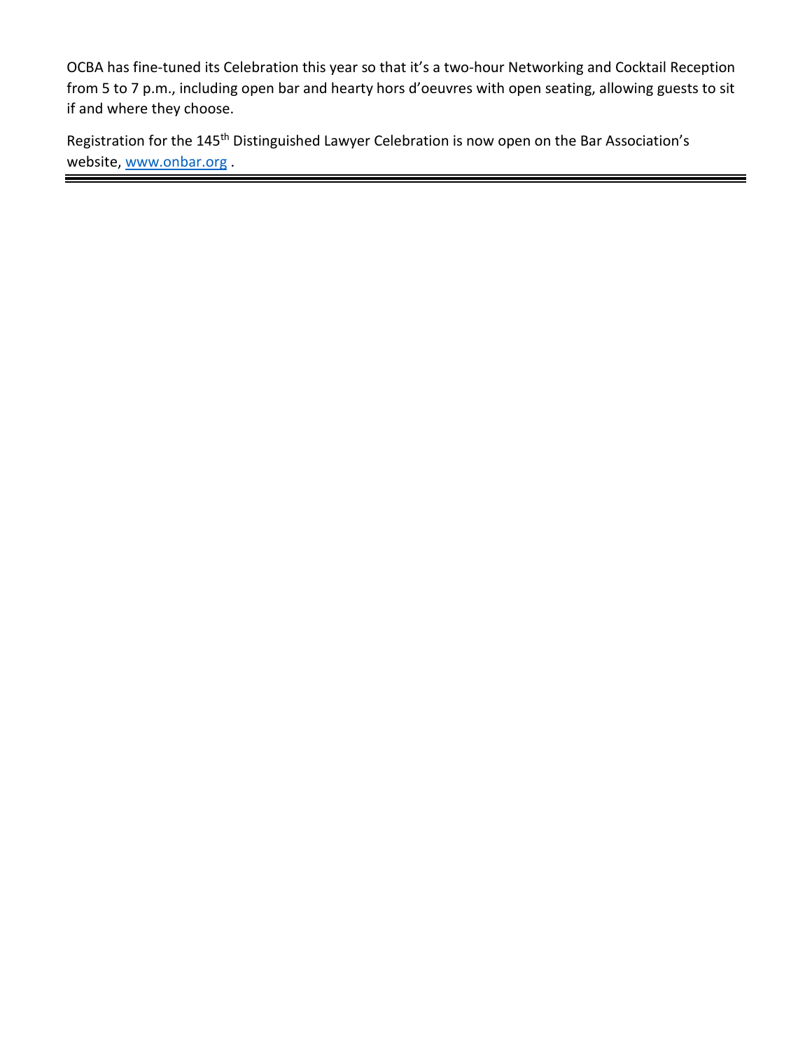OCBA has fine-tuned its Celebration this year so that it's a two-hour Networking and Cocktail Reception from 5 to 7 p.m., including open bar and hearty hors d'oeuvres with open seating, allowing guests to sit if and where they choose.

Registration for the 145th Distinguished Lawyer Celebration is now open on the Bar Association's website, [www.onbar.org](http://www.onbar.org) .